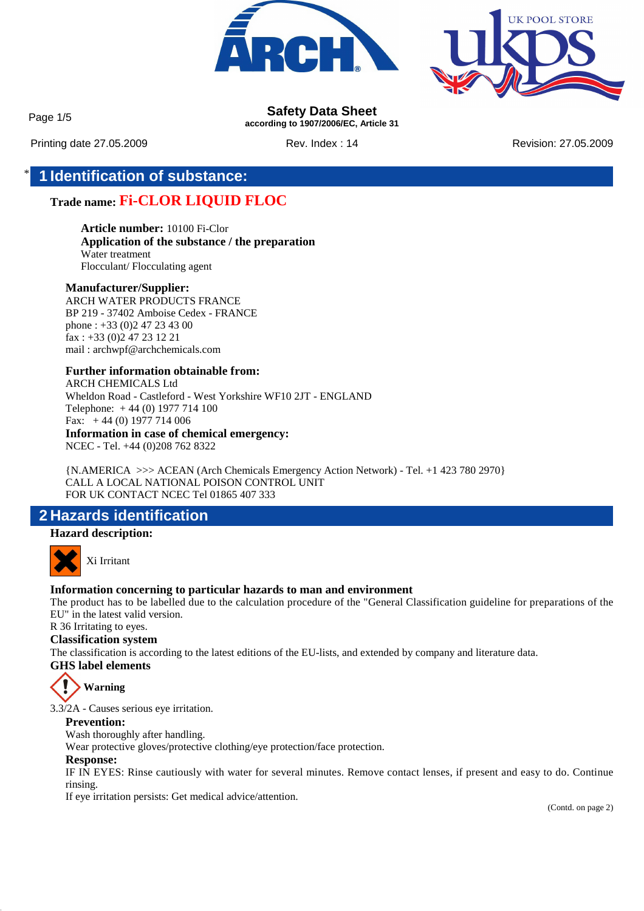# Safety Data Sheet

**according to 1907/2006/EC, Article 31**

Printing date 27.05.2009 Rev. Index : 14 Revision: 27.05.2009

## * 1 Identification of substance:

**Trade name: Fi-CLOR LIQUID FLOC**

**Article number:** 10100 Fi-Clor
**Application of the substance / the preparation**
Water treatment
Flocculant/ Flocculating agent

**Manufacturer/Supplier:**
ARCH WATER PRODUCTS FRANCE
BP 219 - 37402 Amboise Cedex - FRANCE
phone : +33 (0)2 47 23 43 00
fax : +33 (0)2 47 23 12 21
mail : archwpf@archchemicals.com

**Further information obtainable from:**
ARCH CHEMICALS Ltd
Wheldon Road - Castleford - West Yorkshire WF10 2JT - ENGLAND
Telephone: + 44 (0) 1977 714 100
Fax: + 44 (0) 1977 714 006
**Information in case of chemical emergency:**
NCEC - Tel. +44 (0)208 762 8322

{N.AMERICA >>> ACEAN (Arch Chemicals Emergency Action Network) - Tel. +1 423 780 2970}
CALL A LOCAL NATIONAL POISON CONTROL UNIT
FOR UK CONTACT NCEC Tel 01865 407 333

## 2 Hazards identification

**Hazard description:**

Xi Irritant

**Information concerning to particular hazards to man and environment**
The product has to be labelled due to the calculation procedure of the "General Classification guideline for preparations of the EU" in the latest valid version.
R 36 Irritating to eyes.
**Classification system**
The classification is according to the latest editions of the EU-lists, and extended by company and literature data.
**GHS label elements**

**Warning**

3.3/2A - Causes serious eye irritation.
**Prevention:**
Wash thoroughly after handling.
Wear protective gloves/protective clothing/eye protection/face protection.
**Response:**
IF IN EYES: Rinse cautiously with water for several minutes. Remove contact lenses, if present and easy to do. Continue rinsing.
If eye irritation persists: Get medical advice/attention.

(Contd. on page 2)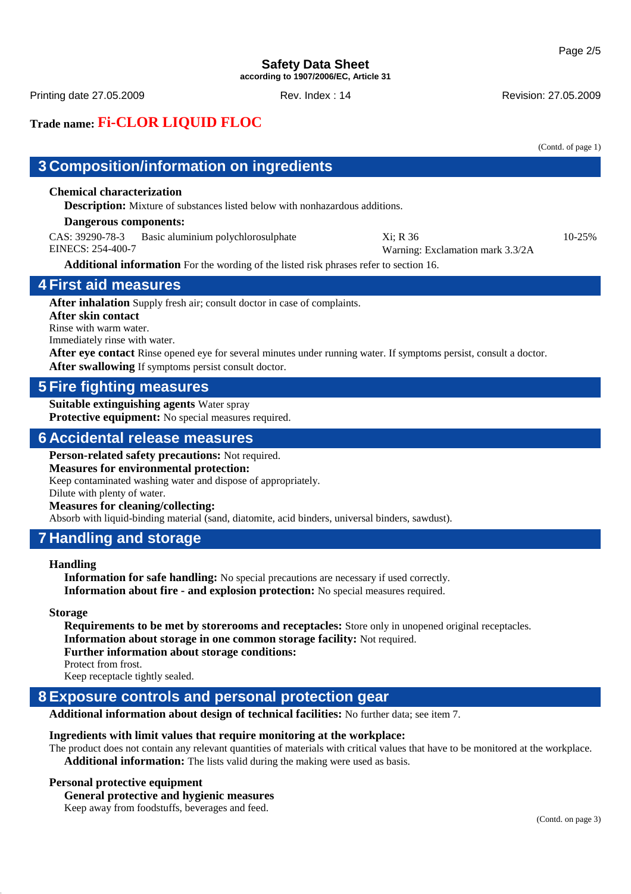**Trade name: Fi-CLOR LIQUID FLOC**

(Contd. of page 1)

## 3 Composition/information on ingredients

**Chemical characterization**

**Description:** Mixture of substances listed below with nonhazardous additions.

**Dangerous components:**

| | | | |
|---|---|---|---|
| CAS: 39290-78-3<br>EINECS: 254-400-7 | Basic aluminium polychlorosulphate | Xi; R 36<br>Warning: Exclamation mark 3.3/2A | 10-25% |

**Additional information** For the wording of the listed risk phrases refer to section 16.

## 4 First aid measures

**After inhalation** Supply fresh air; consult doctor in case of complaints.
**After skin contact**
Rinse with warm water.
Immediately rinse with water.
**After eye contact** Rinse opened eye for several minutes under running water. If symptoms persist, consult a doctor.
**After swallowing** If symptoms persist consult doctor.

## 5 Fire fighting measures

**Suitable extinguishing agents** Water spray
**Protective equipment:** No special measures required.

## 6 Accidental release measures

**Person-related safety precautions:** Not required.
**Measures for environmental protection:**
Keep contaminated washing water and dispose of appropriately.
Dilute with plenty of water.
**Measures for cleaning/collecting:**
Absorb with liquid-binding material (sand, diatomite, acid binders, universal binders, sawdust).

## 7 Handling and storage

**Handling**

**Information for safe handling:** No special precautions are necessary if used correctly.
**Information about fire - and explosion protection:** No special measures required.

**Storage**

**Requirements to be met by storerooms and receptacles:** Store only in unopened original receptacles.
**Information about storage in one common storage facility:** Not required.
**Further information about storage conditions:**
Protect from frost.
Keep receptacle tightly sealed.

## 8 Exposure controls and personal protection gear

**Additional information about design of technical facilities:** No further data; see item 7.

**Ingredients with limit values that require monitoring at the workplace:**
The product does not contain any relevant quantities of materials with critical values that have to be monitored at the workplace.
**Additional information:** The lists valid during the making were used as basis.

**Personal protective equipment**

**General protective and hygienic measures**
Keep away from foodstuffs, beverages and feed.

(Contd. on page 3)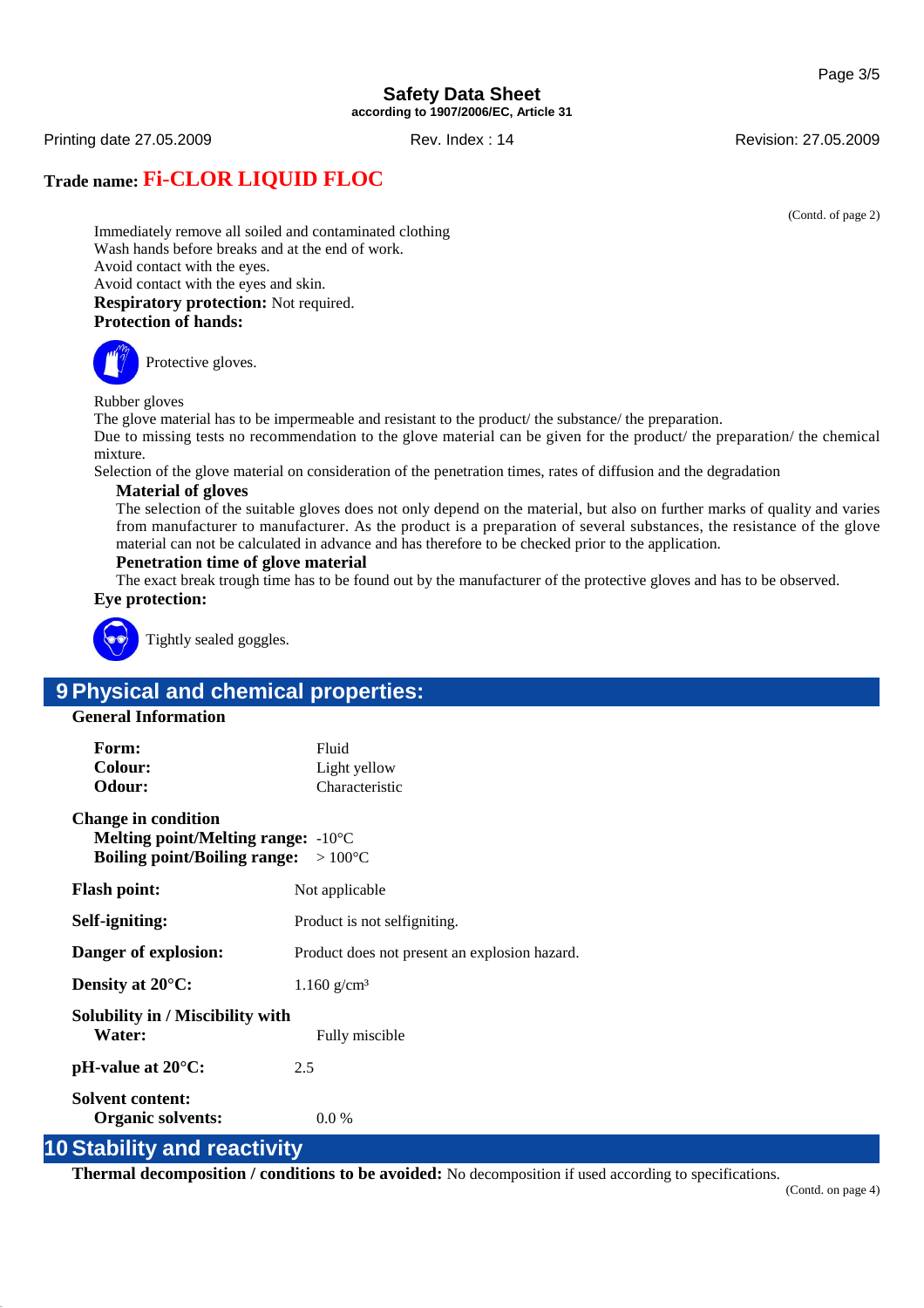**Safety Data Sheet**
according to 1907/2006/EC, Article 31

Printing date 27.05.2009 — Rev. Index : 14 — Revision: 27.05.2009

**Trade name: Fi-CLOR LIQUID FLOC**

(Contd. of page 2)

Immediately remove all soiled and contaminated clothing
Wash hands before breaks and at the end of work.
Avoid contact with the eyes.
Avoid contact with the eyes and skin.

**Respiratory protection:** Not required.

**Protection of hands:**

Protective gloves.

Rubber gloves

The glove material has to be impermeable and resistant to the product/ the substance/ the preparation.

Due to missing tests no recommendation to the glove material can be given for the product/ the preparation/ the chemical mixture.

Selection of the glove material on consideration of the penetration times, rates of diffusion and the degradation

**Material of gloves**

The selection of the suitable gloves does not only depend on the material, but also on further marks of quality and varies from manufacturer to manufacturer. As the product is a preparation of several substances, the resistance of the glove material can not be calculated in advance and has therefore to be checked prior to the application.

**Penetration time of glove material**

The exact break trough time has to be found out by the manufacturer of the protective gloves and has to be observed.

**Eye protection:**

Tightly sealed goggles.

## 9 Physical and chemical properties:

**General Information**

**Form:** Fluid
**Colour:** Light yellow
**Odour:** Characteristic

**Change in condition**
**Melting point/Melting range:** -10°C
**Boiling point/Boiling range:** > 100°C

**Flash point:** Not applicable

**Self-igniting:** Product is not selfigniting.

**Danger of explosion:** Product does not present an explosion hazard.

**Density at 20°C:** 1.160 g/cm³

**Solubility in / Miscibility with**
**Water:** Fully miscible

**pH-value at 20°C:** 2.5

**Solvent content:**
**Organic solvents:** 0.0 %

## 10 Stability and reactivity

**Thermal decomposition / conditions to be avoided:** No decomposition if used according to specifications.

(Contd. on page 4)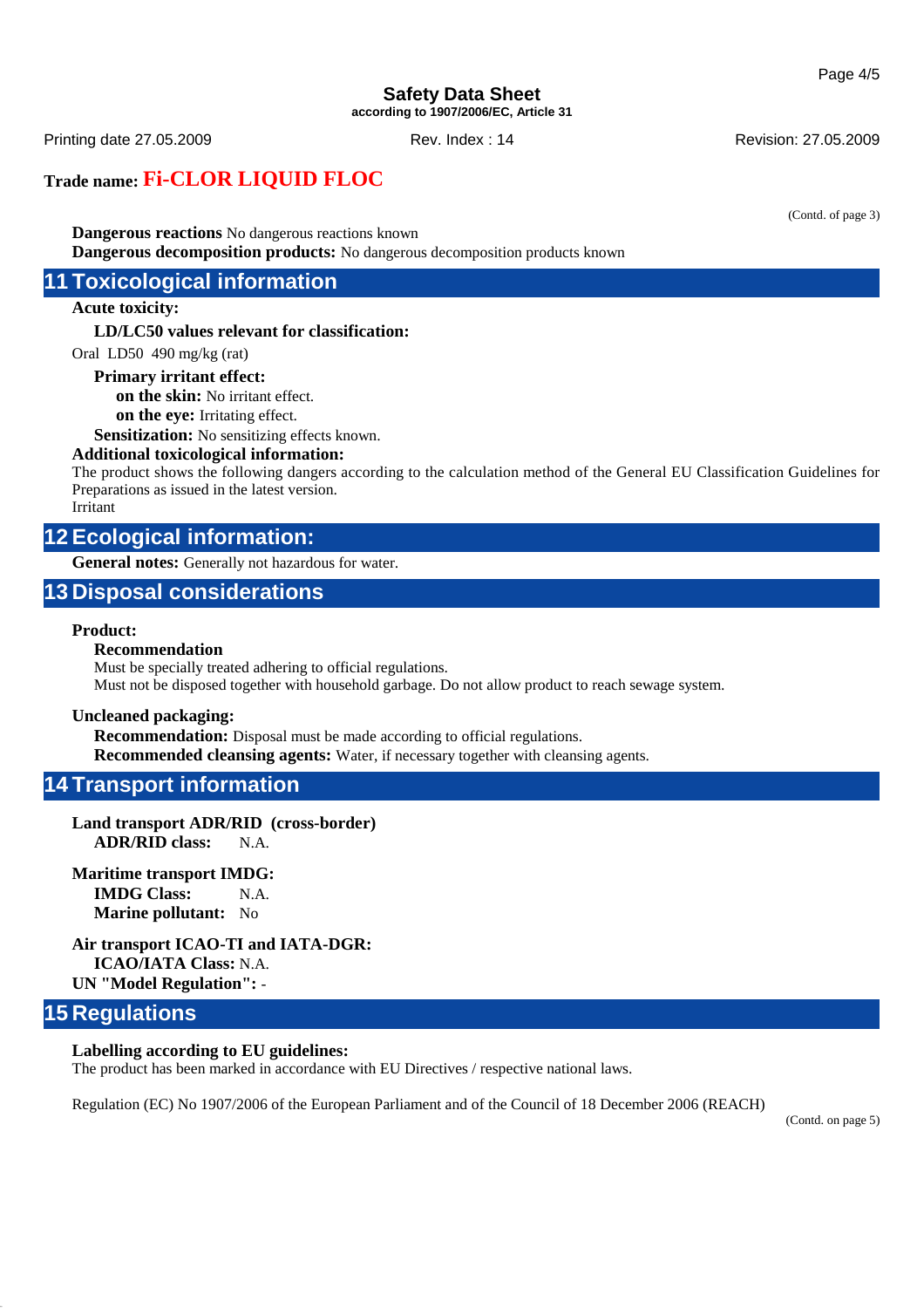**Trade name: Fi-CLOR LIQUID FLOC**

(Contd. of page 3)

**Dangerous reactions** No dangerous reactions known
**Dangerous decomposition products:** No dangerous decomposition products known

## 11 Toxicological information

**Acute toxicity:**

**LD/LC50 values relevant for classification:**

Oral LD50 490 mg/kg (rat)

**Primary irritant effect:**

**on the skin:** No irritant effect.
**on the eye:** Irritating effect.

**Sensitization:** No sensitizing effects known.

**Additional toxicological information:**

The product shows the following dangers according to the calculation method of the General EU Classification Guidelines for Preparations as issued in the latest version.
Irritant

## 12 Ecological information:

**General notes:** Generally not hazardous for water.

## 13 Disposal considerations

**Product:**

**Recommendation**

Must be specially treated adhering to official regulations.
Must not be disposed together with household garbage. Do not allow product to reach sewage system.

**Uncleaned packaging:**

**Recommendation:** Disposal must be made according to official regulations.
**Recommended cleansing agents:** Water, if necessary together with cleansing agents.

## 14 Transport information

**Land transport ADR/RID (cross-border)**
**ADR/RID class:** N.A.

**Maritime transport IMDG:**
**IMDG Class:** N.A.
**Marine pollutant:** No

**Air transport ICAO-TI and IATA-DGR:**
**ICAO/IATA Class:** N.A.
**UN "Model Regulation":** -

## 15 Regulations

**Labelling according to EU guidelines:**

The product has been marked in accordance with EU Directives / respective national laws.

Regulation (EC) No 1907/2006 of the European Parliament and of the Council of 18 December 2006 (REACH)

(Contd. on page 5)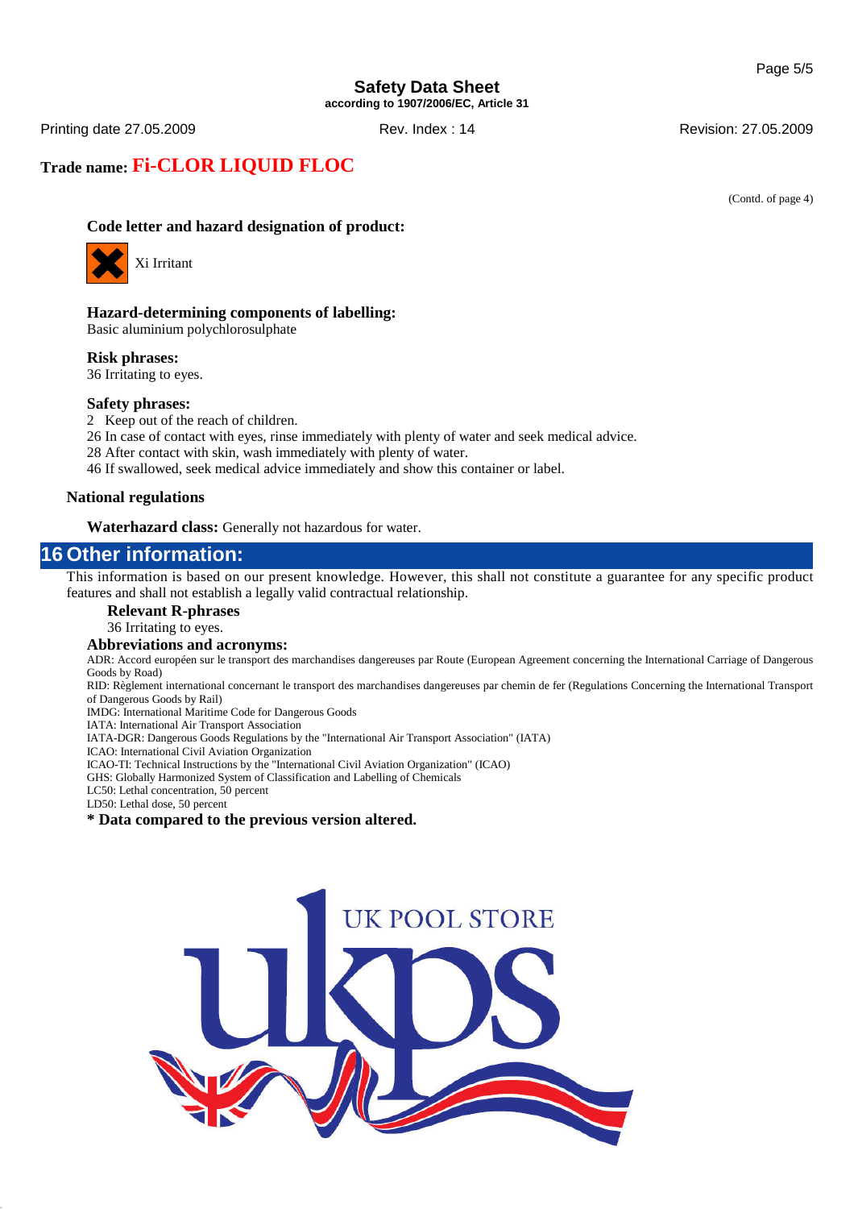**Trade name: Fi-CLOR LIQUID FLOC**

(Contd. of page 4)

**Code letter and hazard designation of product:**

Xi Irritant

**Hazard-determining components of labelling:**
Basic aluminium polychlorosulphate

**Risk phrases:**
36 Irritating to eyes.

**Safety phrases:**
2 Keep out of the reach of children.
26 In case of contact with eyes, rinse immediately with plenty of water and seek medical advice.
28 After contact with skin, wash immediately with plenty of water.
46 If swallowed, seek medical advice immediately and show this container or label.

**National regulations**

**Waterhazard class:** Generally not hazardous for water.

## 16 Other information:

This information is based on our present knowledge. However, this shall not constitute a guarantee for any specific product features and shall not establish a legally valid contractual relationship.

**Relevant R-phrases**
36 Irritating to eyes.

**Abbreviations and acronyms:**
ADR: Accord européen sur le transport des marchandises dangereuses par Route (European Agreement concerning the International Carriage of Dangerous Goods by Road)
RID: Règlement international concernant le transport des marchandises dangereuses par chemin de fer (Regulations Concerning the International Transport of Dangerous Goods by Rail)
IMDG: International Maritime Code for Dangerous Goods
IATA: International Air Transport Association
IATA-DGR: Dangerous Goods Regulations by the "International Air Transport Association" (IATA)
ICAO: International Civil Aviation Organization
ICAO-TI: Technical Instructions by the "International Civil Aviation Organization" (ICAO)
GHS: Globally Harmonized System of Classification and Labelling of Chemicals
LC50: Lethal concentration, 50 percent
LD50: Lethal dose, 50 percent

**\* Data compared to the previous version altered.**

UK POOL STORE